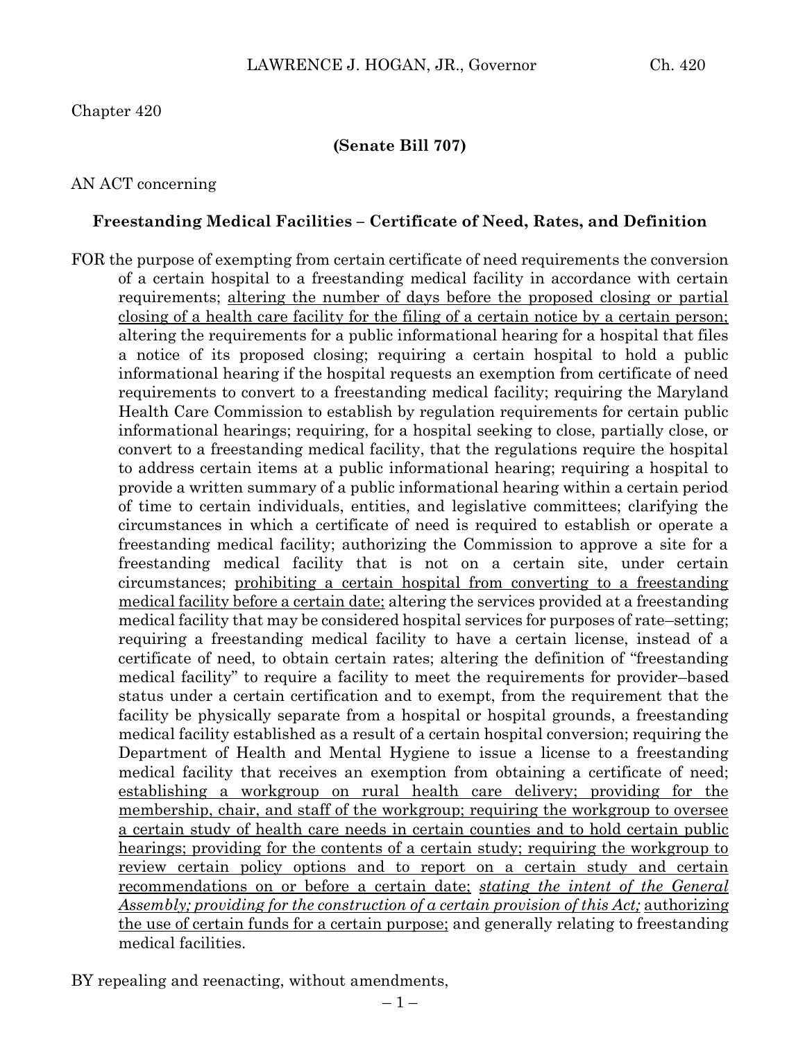Chapter 420

**(Senate Bill 707)**

AN ACT concerning

**Freestanding Medical Facilities – Certificate of Need, Rates, and Definition**

FOR the purpose of exempting from certain certificate of need requirements the conversion of a certain hospital to a freestanding medical facility in accordance with certain requirements; altering the number of days before the proposed closing or partial closing of a health care facility for the filing of a certain notice by a certain person; altering the requirements for a public informational hearing for a hospital that files a notice of its proposed closing; requiring a certain hospital to hold a public informational hearing if the hospital requests an exemption from certificate of need requirements to convert to a freestanding medical facility; requiring the Maryland Health Care Commission to establish by regulation requirements for certain public informational hearings; requiring, for a hospital seeking to close, partially close, or convert to a freestanding medical facility, that the regulations require the hospital to address certain items at a public informational hearing; requiring a hospital to provide a written summary of a public informational hearing within a certain period of time to certain individuals, entities, and legislative committees; clarifying the circumstances in which a certificate of need is required to establish or operate a freestanding medical facility; authorizing the Commission to approve a site for a freestanding medical facility that is not on a certain site, under certain circumstances; prohibiting a certain hospital from converting to a freestanding medical facility before a certain date; altering the services provided at a freestanding medical facility that may be considered hospital services for purposes of rate–setting; requiring a freestanding medical facility to have a certain license, instead of a certificate of need, to obtain certain rates; altering the definition of "freestanding medical facility" to require a facility to meet the requirements for provider–based status under a certain certification and to exempt, from the requirement that the facility be physically separate from a hospital or hospital grounds, a freestanding medical facility established as a result of a certain hospital conversion; requiring the Department of Health and Mental Hygiene to issue a license to a freestanding medical facility that receives an exemption from obtaining a certificate of need; establishing a workgroup on rural health care delivery; providing for the membership, chair, and staff of the workgroup; requiring the workgroup to oversee a certain study of health care needs in certain counties and to hold certain public hearings; providing for the contents of a certain study; requiring the workgroup to review certain policy options and to report on a certain study and certain recommendations on or before a certain date; *stating the intent of the General Assembly; providing for the construction of a certain provision of this Act;* authorizing the use of certain funds for a certain purpose; and generally relating to freestanding medical facilities.

BY repealing and reenacting, without amendments,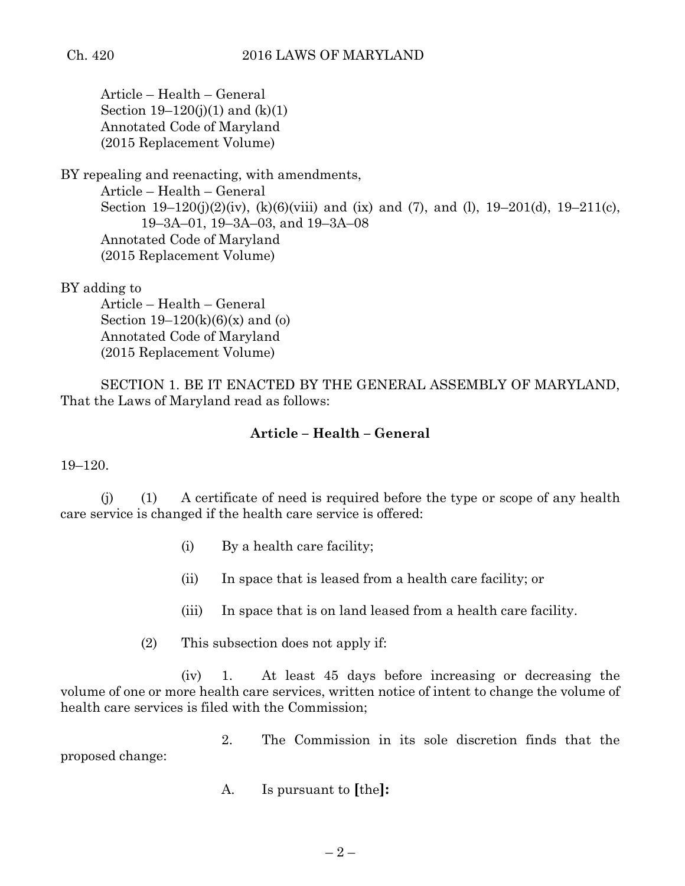Article – Health – General
Section 19–120(j)(1) and (k)(1)
Annotated Code of Maryland
(2015 Replacement Volume)

BY repealing and reenacting, with amendments,
Article – Health – General
Section 19–120(j)(2)(iv), (k)(6)(viii) and (ix) and (7), and (l), 19–201(d), 19–211(c), 19–3A–01, 19–3A–03, and 19–3A–08
Annotated Code of Maryland
(2015 Replacement Volume)

BY adding to
Article – Health – General
Section 19–120(k)(6)(x) and (o)
Annotated Code of Maryland
(2015 Replacement Volume)

SECTION 1. BE IT ENACTED BY THE GENERAL ASSEMBLY OF MARYLAND, That the Laws of Maryland read as follows:

**Article – Health – General**

19–120.

(j) (1) A certificate of need is required before the type or scope of any health care service is changed if the health care service is offered:

(i) By a health care facility;

(ii) In space that is leased from a health care facility; or

(iii) In space that is on land leased from a health care facility.

(2) This subsection does not apply if:

(iv) 1. At least 45 days before increasing or decreasing the volume of one or more health care services, written notice of intent to change the volume of health care services is filed with the Commission;

2. The Commission in its sole discretion finds that the proposed change:

A. Is pursuant to **[**the**]:**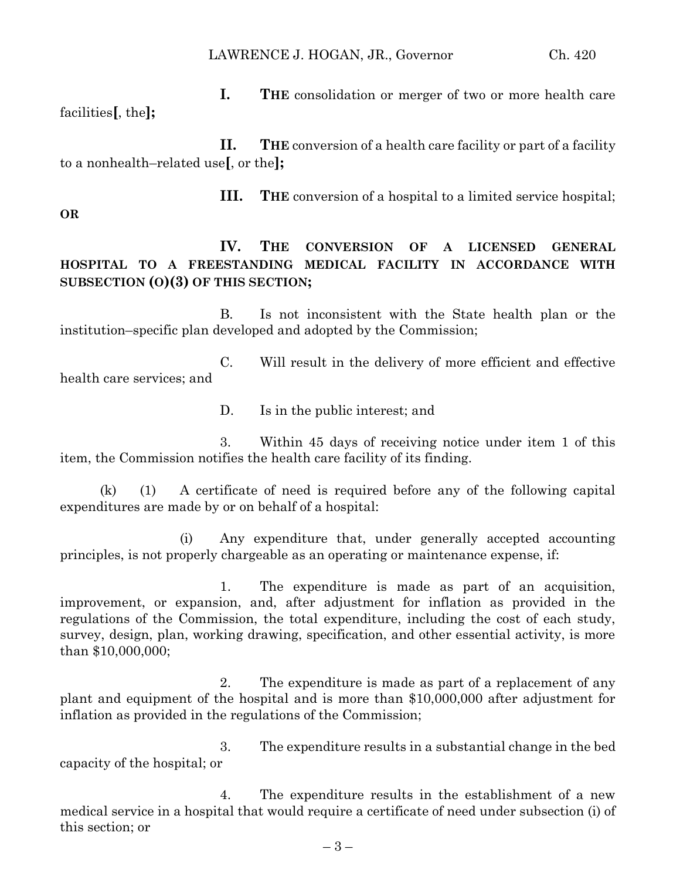I. **THE** consolidation or merger of two or more health care facilities**[**, the**];**

II. **THE** conversion of a health care facility or part of a facility to a nonhealth–related use**[**, or the**];**

III. **THE** conversion of a hospital to a limited service hospital; **OR**

**IV. THE CONVERSION OF A LICENSED GENERAL HOSPITAL TO A FREESTANDING MEDICAL FACILITY IN ACCORDANCE WITH SUBSECTION (O)(3) OF THIS SECTION;**

B. Is not inconsistent with the State health plan or the institution–specific plan developed and adopted by the Commission;

C. Will result in the delivery of more efficient and effective health care services; and

D. Is in the public interest; and

3. Within 45 days of receiving notice under item 1 of this item, the Commission notifies the health care facility of its finding.

(k) (1) A certificate of need is required before any of the following capital expenditures are made by or on behalf of a hospital:

(i) Any expenditure that, under generally accepted accounting principles, is not properly chargeable as an operating or maintenance expense, if:

1. The expenditure is made as part of an acquisition, improvement, or expansion, and, after adjustment for inflation as provided in the regulations of the Commission, the total expenditure, including the cost of each study, survey, design, plan, working drawing, specification, and other essential activity, is more than $10,000,000;

2. The expenditure is made as part of a replacement of any plant and equipment of the hospital and is more than $10,000,000 after adjustment for inflation as provided in the regulations of the Commission;

3. The expenditure results in a substantial change in the bed capacity of the hospital; or

4. The expenditure results in the establishment of a new medical service in a hospital that would require a certificate of need under subsection (i) of this section; or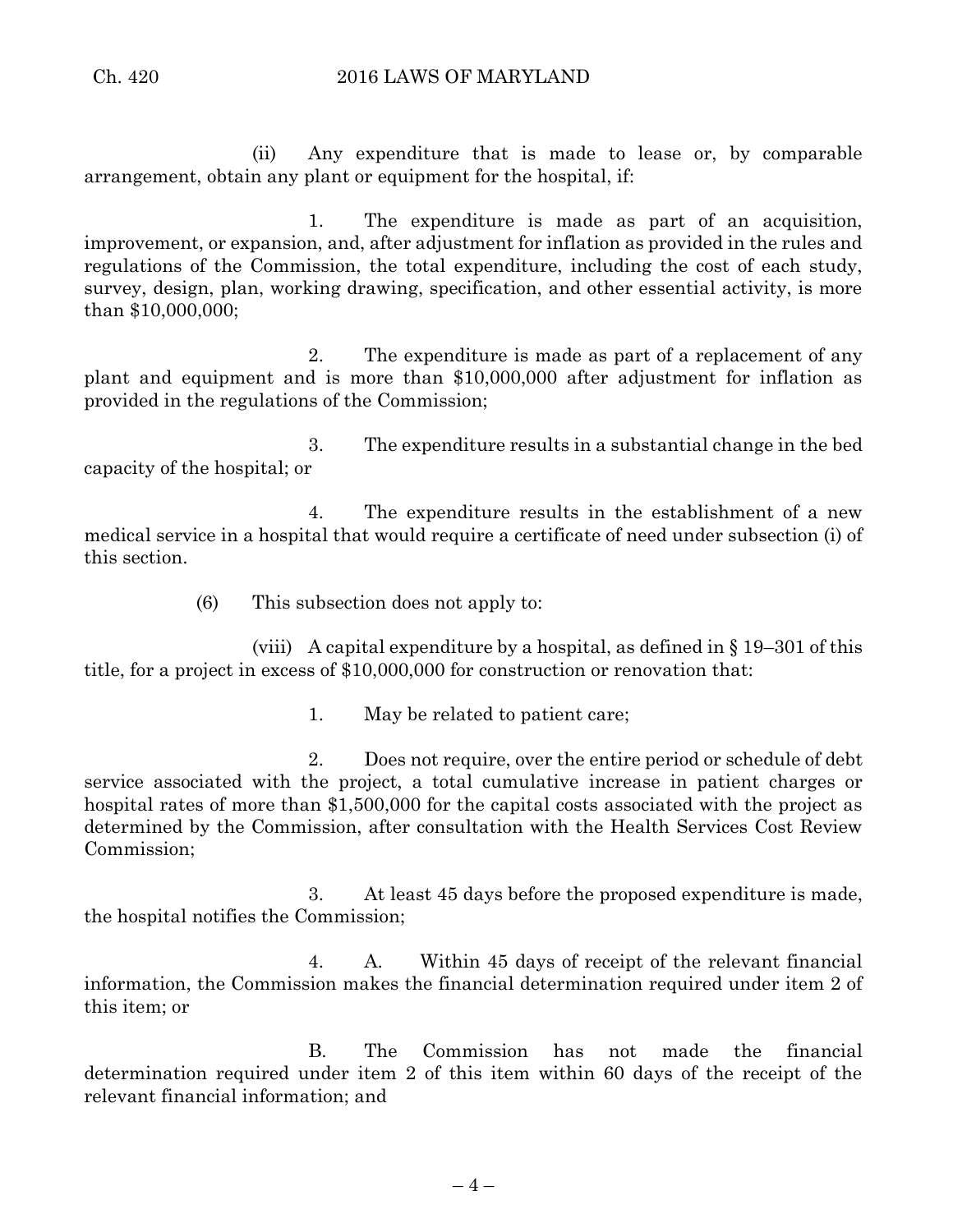(ii) Any expenditure that is made to lease or, by comparable arrangement, obtain any plant or equipment for the hospital, if:

1. The expenditure is made as part of an acquisition, improvement, or expansion, and, after adjustment for inflation as provided in the rules and regulations of the Commission, the total expenditure, including the cost of each study, survey, design, plan, working drawing, specification, and other essential activity, is more than $10,000,000;

2. The expenditure is made as part of a replacement of any plant and equipment and is more than $10,000,000 after adjustment for inflation as provided in the regulations of the Commission;

3. The expenditure results in a substantial change in the bed capacity of the hospital; or

4. The expenditure results in the establishment of a new medical service in a hospital that would require a certificate of need under subsection (i) of this section.

(6) This subsection does not apply to:

(viii) A capital expenditure by a hospital, as defined in § 19–301 of this title, for a project in excess of $10,000,000 for construction or renovation that:

1. May be related to patient care;

2. Does not require, over the entire period or schedule of debt service associated with the project, a total cumulative increase in patient charges or hospital rates of more than $1,500,000 for the capital costs associated with the project as determined by the Commission, after consultation with the Health Services Cost Review Commission;

3. At least 45 days before the proposed expenditure is made, the hospital notifies the Commission;

4. A. Within 45 days of receipt of the relevant financial information, the Commission makes the financial determination required under item 2 of this item; or

B. The Commission has not made the financial determination required under item 2 of this item within 60 days of the receipt of the relevant financial information; and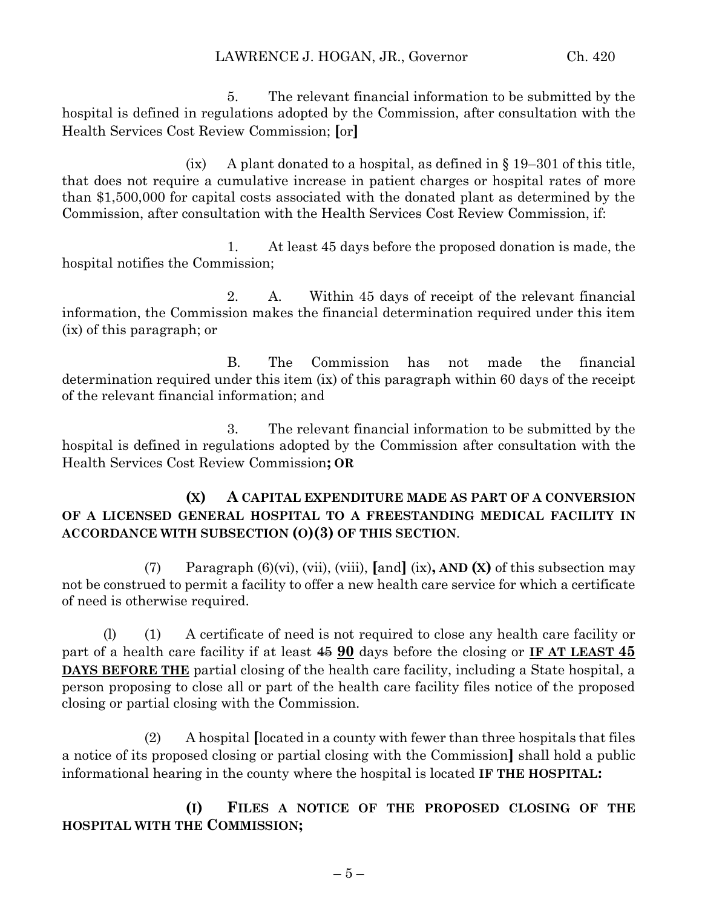5. The relevant financial information to be submitted by the hospital is defined in regulations adopted by the Commission, after consultation with the Health Services Cost Review Commission; [or]

(ix) A plant donated to a hospital, as defined in § 19–301 of this title, that does not require a cumulative increase in patient charges or hospital rates of more than $1,500,000 for capital costs associated with the donated plant as determined by the Commission, after consultation with the Health Services Cost Review Commission, if:

1. At least 45 days before the proposed donation is made, the hospital notifies the Commission;

2. A. Within 45 days of receipt of the relevant financial information, the Commission makes the financial determination required under this item (ix) of this paragraph; or

B. The Commission has not made the financial determination required under this item (ix) of this paragraph within 60 days of the receipt of the relevant financial information; and

3. The relevant financial information to be submitted by the hospital is defined in regulations adopted by the Commission after consultation with the Health Services Cost Review Commission**; OR**

**(X) A CAPITAL EXPENDITURE MADE AS PART OF A CONVERSION OF A LICENSED GENERAL HOSPITAL TO A FREESTANDING MEDICAL FACILITY IN ACCORDANCE WITH SUBSECTION (O)(3) OF THIS SECTION**.

(7) Paragraph (6)(vi), (vii), (viii), [and] (ix)**, AND (X)** of this subsection may not be construed to permit a facility to offer a new health care service for which a certificate of need is otherwise required.

(l) (1) A certificate of need is not required to close any health care facility or part of a health care facility if at least ~~45~~ **90** days before the closing or **IF AT LEAST 45 DAYS BEFORE THE** partial closing of the health care facility, including a State hospital, a person proposing to close all or part of the health care facility files notice of the proposed closing or partial closing with the Commission.

(2) A hospital [located in a county with fewer than three hospitals that files a notice of its proposed closing or partial closing with the Commission] shall hold a public informational hearing in the county where the hospital is located **IF THE HOSPITAL:**

**(I) FILES A NOTICE OF THE PROPOSED CLOSING OF THE HOSPITAL WITH THE COMMISSION;**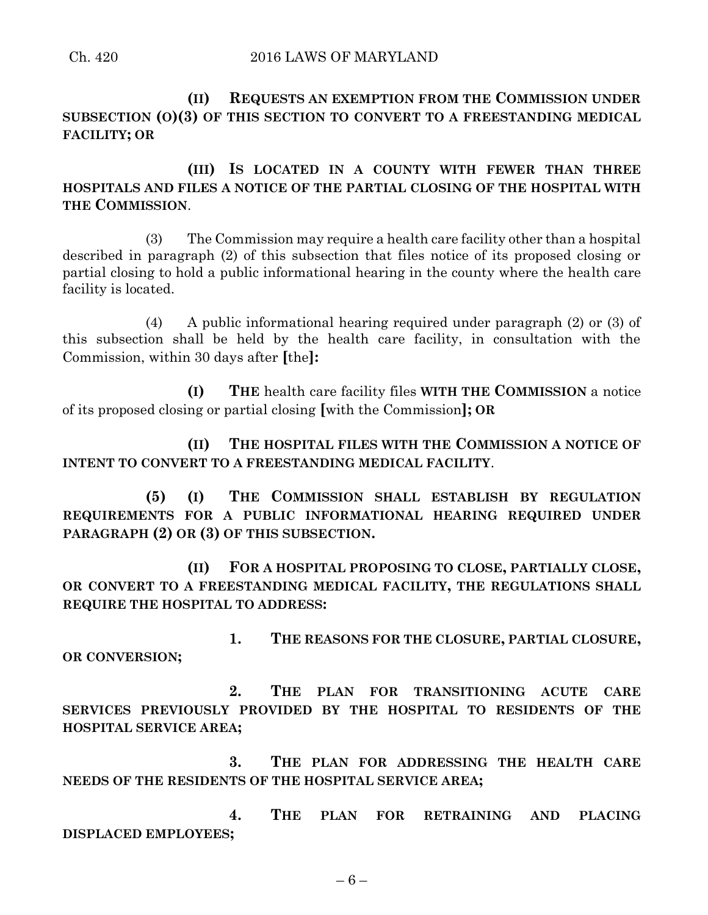**(II) REQUESTS AN EXEMPTION FROM THE COMMISSION UNDER SUBSECTION (O)(3) OF THIS SECTION TO CONVERT TO A FREESTANDING MEDICAL FACILITY; OR**

**(III) IS LOCATED IN A COUNTY WITH FEWER THAN THREE HOSPITALS AND FILES A NOTICE OF THE PARTIAL CLOSING OF THE HOSPITAL WITH THE COMMISSION**.

(3) The Commission may require a health care facility other than a hospital described in paragraph (2) of this subsection that files notice of its proposed closing or partial closing to hold a public informational hearing in the county where the health care facility is located.

(4) A public informational hearing required under paragraph (2) or (3) of this subsection shall be held by the health care facility, in consultation with the Commission, within 30 days after **[**the**]:**

**(I) THE** health care facility files **WITH THE COMMISSION** a notice of its proposed closing or partial closing **[**with the Commission**]; OR**

**(II) THE HOSPITAL FILES WITH THE COMMISSION A NOTICE OF INTENT TO CONVERT TO A FREESTANDING MEDICAL FACILITY**.

**(5) (I) THE COMMISSION SHALL ESTABLISH BY REGULATION REQUIREMENTS FOR A PUBLIC INFORMATIONAL HEARING REQUIRED UNDER PARAGRAPH (2) OR (3) OF THIS SUBSECTION.**

**(II) FOR A HOSPITAL PROPOSING TO CLOSE, PARTIALLY CLOSE, OR CONVERT TO A FREESTANDING MEDICAL FACILITY, THE REGULATIONS SHALL REQUIRE THE HOSPITAL TO ADDRESS:**

**1. THE REASONS FOR THE CLOSURE, PARTIAL CLOSURE, OR CONVERSION;**

**2. THE PLAN FOR TRANSITIONING ACUTE CARE SERVICES PREVIOUSLY PROVIDED BY THE HOSPITAL TO RESIDENTS OF THE HOSPITAL SERVICE AREA;**

**3. THE PLAN FOR ADDRESSING THE HEALTH CARE NEEDS OF THE RESIDENTS OF THE HOSPITAL SERVICE AREA;**

**4. THE PLAN FOR RETRAINING AND PLACING DISPLACED EMPLOYEES;**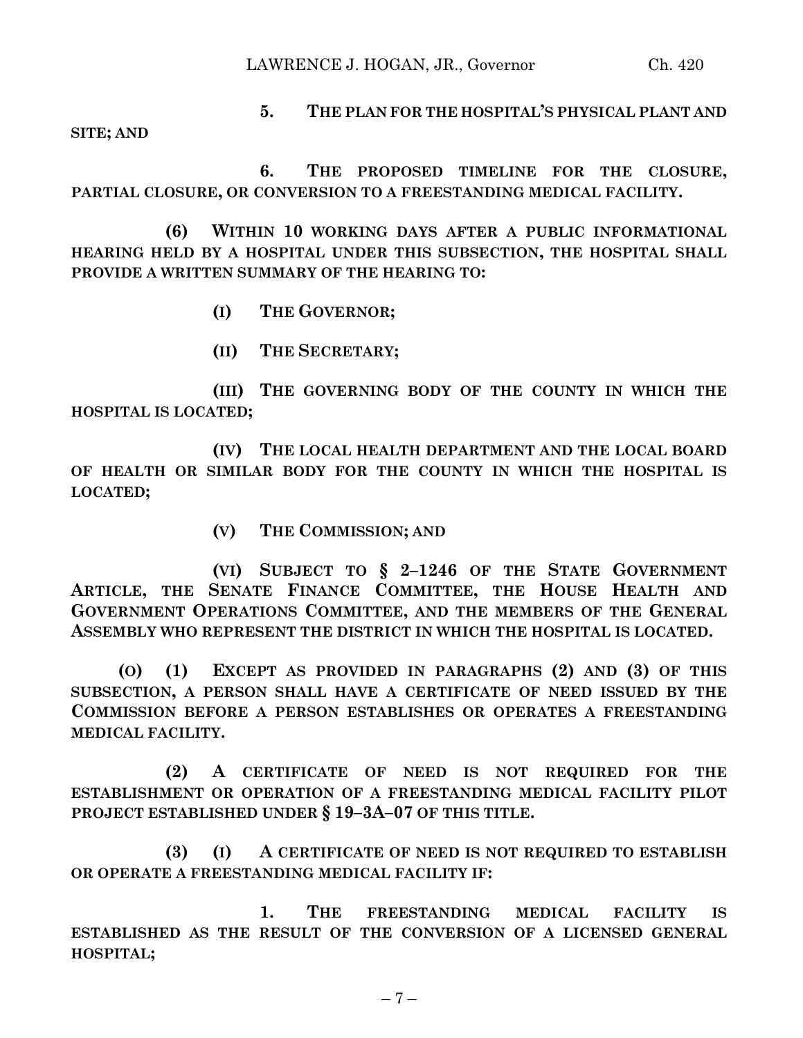5. **THE PLAN FOR THE HOSPITAL'S PHYSICAL PLANT AND SITE; AND**

6. **THE PROPOSED TIMELINE FOR THE CLOSURE, PARTIAL CLOSURE, OR CONVERSION TO A FREESTANDING MEDICAL FACILITY.**

**(6) WITHIN 10 WORKING DAYS AFTER A PUBLIC INFORMATIONAL HEARING HELD BY A HOSPITAL UNDER THIS SUBSECTION, THE HOSPITAL SHALL PROVIDE A WRITTEN SUMMARY OF THE HEARING TO:**

**(I) THE GOVERNOR;**

**(II) THE SECRETARY;**

**(III) THE GOVERNING BODY OF THE COUNTY IN WHICH THE HOSPITAL IS LOCATED;**

**(IV) THE LOCAL HEALTH DEPARTMENT AND THE LOCAL BOARD OF HEALTH OR SIMILAR BODY FOR THE COUNTY IN WHICH THE HOSPITAL IS LOCATED;**

**(V) THE COMMISSION; AND**

**(VI) SUBJECT TO § 2–1246 OF THE STATE GOVERNMENT ARTICLE, THE SENATE FINANCE COMMITTEE, THE HOUSE HEALTH AND GOVERNMENT OPERATIONS COMMITTEE, AND THE MEMBERS OF THE GENERAL ASSEMBLY WHO REPRESENT THE DISTRICT IN WHICH THE HOSPITAL IS LOCATED.**

**(O) (1) EXCEPT AS PROVIDED IN PARAGRAPHS (2) AND (3) OF THIS SUBSECTION, A PERSON SHALL HAVE A CERTIFICATE OF NEED ISSUED BY THE COMMISSION BEFORE A PERSON ESTABLISHES OR OPERATES A FREESTANDING MEDICAL FACILITY.**

**(2) A CERTIFICATE OF NEED IS NOT REQUIRED FOR THE ESTABLISHMENT OR OPERATION OF A FREESTANDING MEDICAL FACILITY PILOT PROJECT ESTABLISHED UNDER § 19–3A–07 OF THIS TITLE.**

**(3) (I) A CERTIFICATE OF NEED IS NOT REQUIRED TO ESTABLISH OR OPERATE A FREESTANDING MEDICAL FACILITY IF:**

1. **THE FREESTANDING MEDICAL FACILITY IS ESTABLISHED AS THE RESULT OF THE CONVERSION OF A LICENSED GENERAL HOSPITAL;**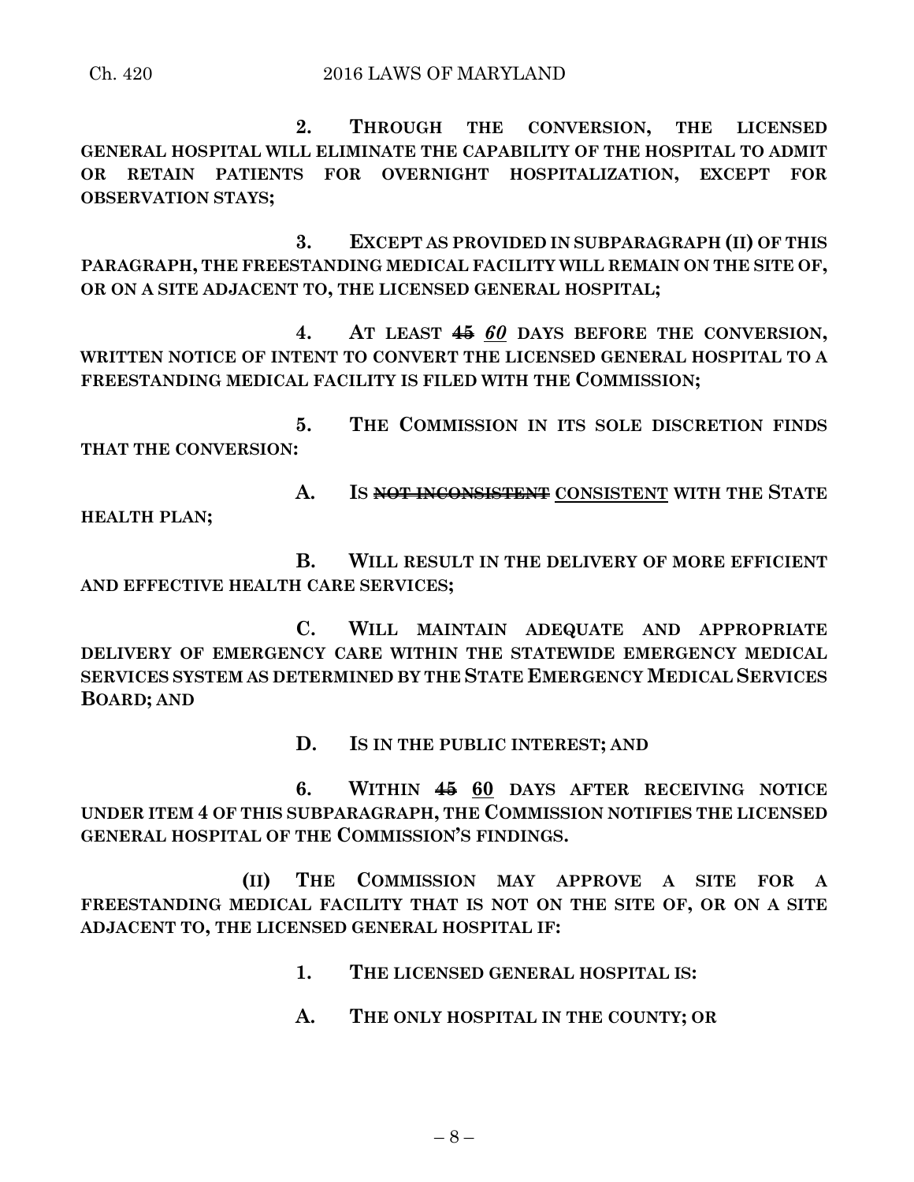**2. THROUGH THE CONVERSION, THE LICENSED GENERAL HOSPITAL WILL ELIMINATE THE CAPABILITY OF THE HOSPITAL TO ADMIT OR RETAIN PATIENTS FOR OVERNIGHT HOSPITALIZATION, EXCEPT FOR OBSERVATION STAYS;**

**3. EXCEPT AS PROVIDED IN SUBPARAGRAPH (II) OF THIS PARAGRAPH, THE FREESTANDING MEDICAL FACILITY WILL REMAIN ON THE SITE OF, OR ON A SITE ADJACENT TO, THE LICENSED GENERAL HOSPITAL;**

**4. AT LEAST ~~45~~ *60* DAYS BEFORE THE CONVERSION, WRITTEN NOTICE OF INTENT TO CONVERT THE LICENSED GENERAL HOSPITAL TO A FREESTANDING MEDICAL FACILITY IS FILED WITH THE COMMISSION;**

**5. THE COMMISSION IN ITS SOLE DISCRETION FINDS THAT THE CONVERSION:**

**A. IS ~~NOT INCONSISTENT~~ CONSISTENT WITH THE STATE HEALTH PLAN;**

**B. WILL RESULT IN THE DELIVERY OF MORE EFFICIENT AND EFFECTIVE HEALTH CARE SERVICES;**

**C. WILL MAINTAIN ADEQUATE AND APPROPRIATE DELIVERY OF EMERGENCY CARE WITHIN THE STATEWIDE EMERGENCY MEDICAL SERVICES SYSTEM AS DETERMINED BY THE STATE EMERGENCY MEDICAL SERVICES BOARD; AND**

**D. IS IN THE PUBLIC INTEREST; AND**

**6. WITHIN ~~45~~ 60 DAYS AFTER RECEIVING NOTICE UNDER ITEM 4 OF THIS SUBPARAGRAPH, THE COMMISSION NOTIFIES THE LICENSED GENERAL HOSPITAL OF THE COMMISSION'S FINDINGS.**

**(II) THE COMMISSION MAY APPROVE A SITE FOR A FREESTANDING MEDICAL FACILITY THAT IS NOT ON THE SITE OF, OR ON A SITE ADJACENT TO, THE LICENSED GENERAL HOSPITAL IF:**

**1. THE LICENSED GENERAL HOSPITAL IS:**

**A. THE ONLY HOSPITAL IN THE COUNTY; OR**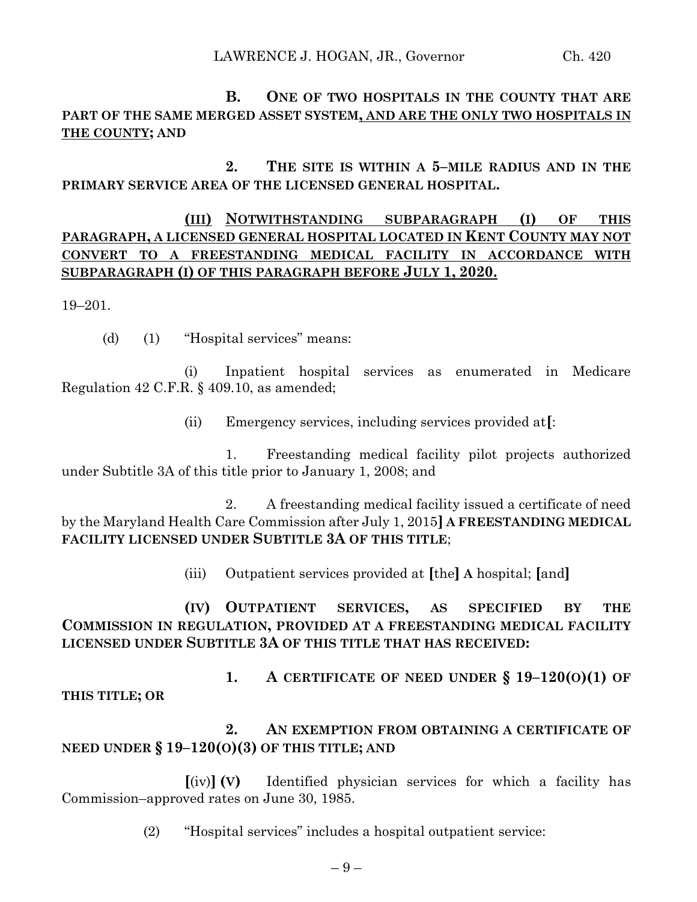**B. ONE OF TWO HOSPITALS IN THE COUNTY THAT ARE PART OF THE SAME MERGED ASSET SYSTEM, AND ARE THE ONLY TWO HOSPITALS IN THE COUNTY; AND**

**2. THE SITE IS WITHIN A 5–MILE RADIUS AND IN THE PRIMARY SERVICE AREA OF THE LICENSED GENERAL HOSPITAL.**

**(III) NOTWITHSTANDING SUBPARAGRAPH (I) OF THIS PARAGRAPH, A LICENSED GENERAL HOSPITAL LOCATED IN KENT COUNTY MAY NOT CONVERT TO A FREESTANDING MEDICAL FACILITY IN ACCORDANCE WITH SUBPARAGRAPH (I) OF THIS PARAGRAPH BEFORE JULY 1, 2020.**

19–201.

(d) (1) "Hospital services" means:

(i) Inpatient hospital services as enumerated in Medicare Regulation 42 C.F.R. § 409.10, as amended;

(ii) Emergency services, including services provided at**[**:

1. Freestanding medical facility pilot projects authorized under Subtitle 3A of this title prior to January 1, 2008; and

2. A freestanding medical facility issued a certificate of need by the Maryland Health Care Commission after July 1, 2015**] A FREESTANDING MEDICAL FACILITY LICENSED UNDER SUBTITLE 3A OF THIS TITLE**;

(iii) Outpatient services provided at **[**the**] A** hospital; **[**and**]**

**(IV) OUTPATIENT SERVICES, AS SPECIFIED BY THE COMMISSION IN REGULATION, PROVIDED AT A FREESTANDING MEDICAL FACILITY LICENSED UNDER SUBTITLE 3A OF THIS TITLE THAT HAS RECEIVED:**

**1. A CERTIFICATE OF NEED UNDER § 19–120(O)(1) OF THIS TITLE; OR**

**2. AN EXEMPTION FROM OBTAINING A CERTIFICATE OF NEED UNDER § 19–120(O)(3) OF THIS TITLE; AND**

**[**(iv)**] (V)** Identified physician services for which a facility has Commission–approved rates on June 30, 1985.

(2) "Hospital services" includes a hospital outpatient service: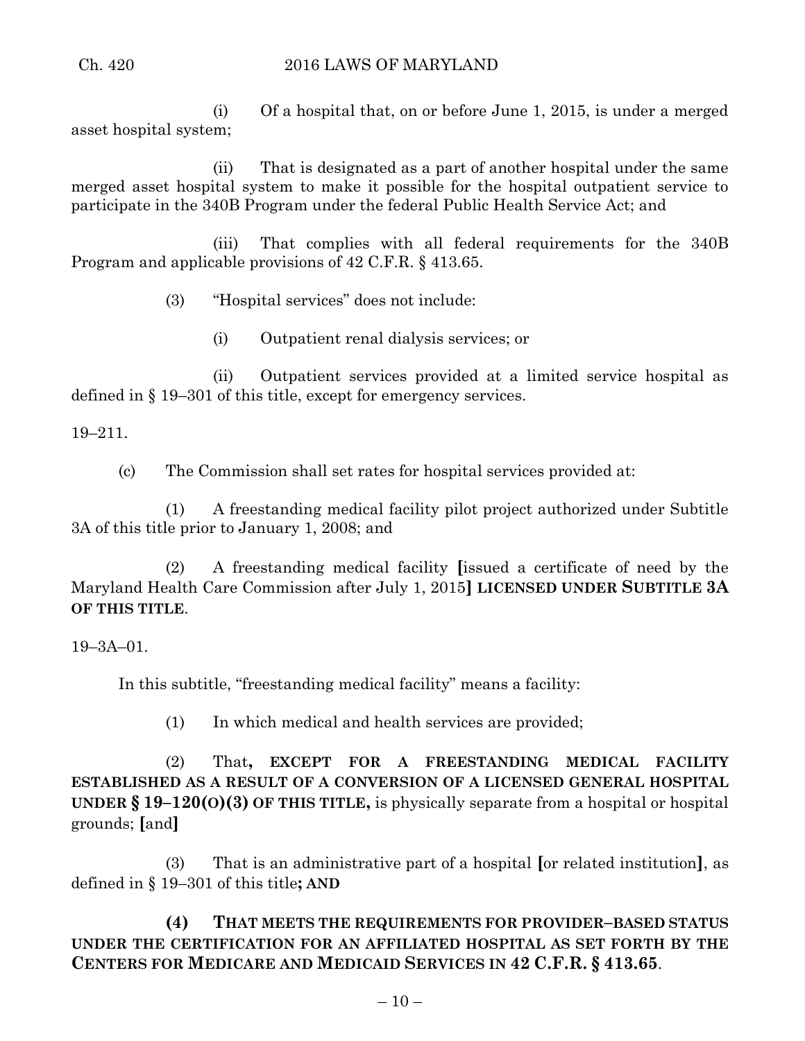(i) Of a hospital that, on or before June 1, 2015, is under a merged asset hospital system;

(ii) That is designated as a part of another hospital under the same merged asset hospital system to make it possible for the hospital outpatient service to participate in the 340B Program under the federal Public Health Service Act; and

(iii) That complies with all federal requirements for the 340B Program and applicable provisions of 42 C.F.R. § 413.65.

(3) "Hospital services" does not include:

(i) Outpatient renal dialysis services; or

(ii) Outpatient services provided at a limited service hospital as defined in § 19–301 of this title, except for emergency services.

19–211.

(c) The Commission shall set rates for hospital services provided at:

(1) A freestanding medical facility pilot project authorized under Subtitle 3A of this title prior to January 1, 2008; and

(2) A freestanding medical facility [issued a certificate of need by the Maryland Health Care Commission after July 1, 2015] **LICENSED UNDER SUBTITLE 3A OF THIS TITLE**.

19–3A–01.

In this subtitle, "freestanding medical facility" means a facility:

(1) In which medical and health services are provided;

(2) That**, EXCEPT FOR A FREESTANDING MEDICAL FACILITY ESTABLISHED AS A RESULT OF A CONVERSION OF A LICENSED GENERAL HOSPITAL UNDER § 19–120(O)(3) OF THIS TITLE,** is physically separate from a hospital or hospital grounds; [and]

(3) That is an administrative part of a hospital [or related institution], as defined in § 19–301 of this title**; AND**

**(4) THAT MEETS THE REQUIREMENTS FOR PROVIDER–BASED STATUS UNDER THE CERTIFICATION FOR AN AFFILIATED HOSPITAL AS SET FORTH BY THE CENTERS FOR MEDICARE AND MEDICAID SERVICES IN 42 C.F.R. § 413.65**.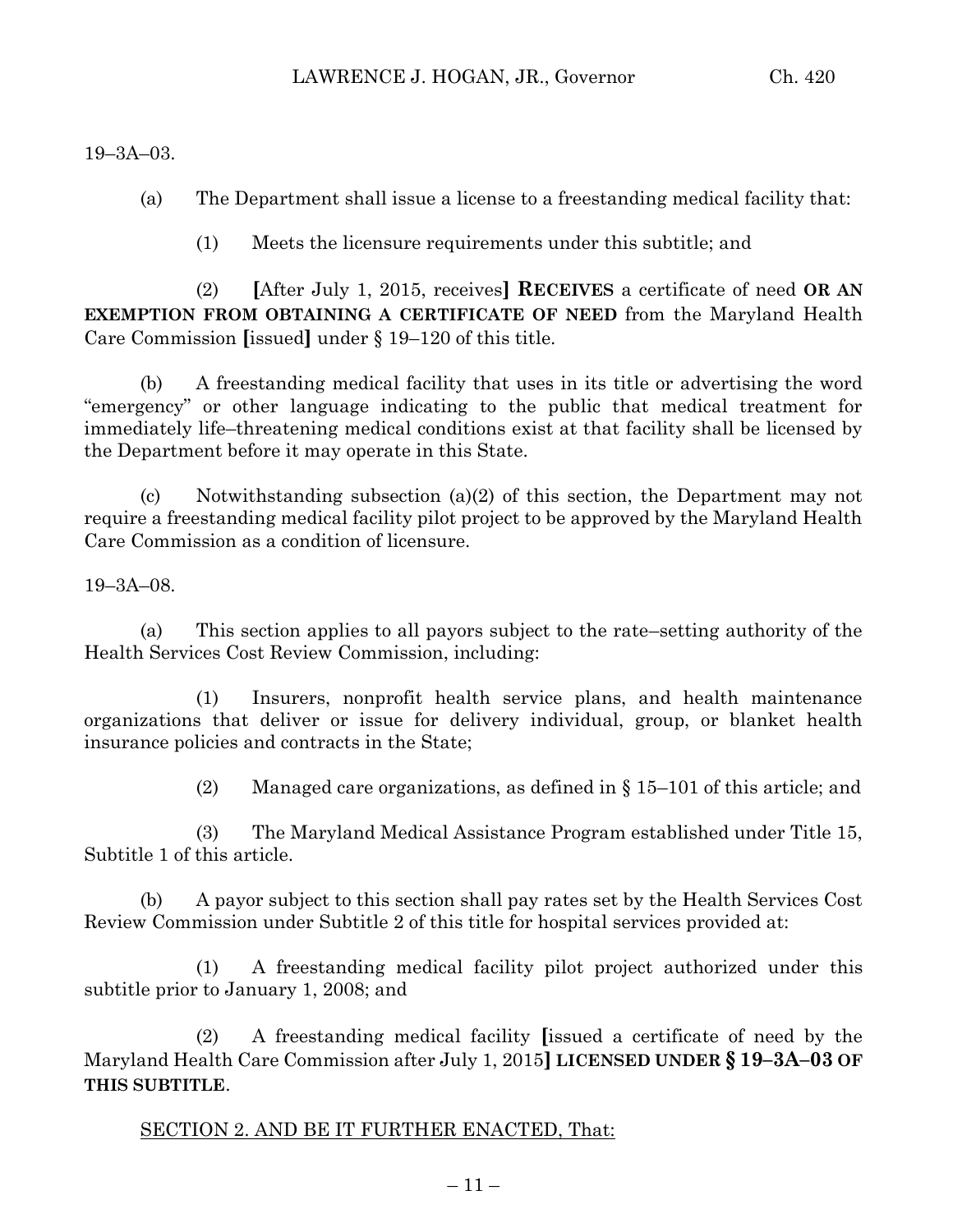19–3A–03.

(a) The Department shall issue a license to a freestanding medical facility that:

(1) Meets the licensure requirements under this subtitle; and

(2) **[**After July 1, 2015, receives**]** **RECEIVES** a certificate of need **OR AN EXEMPTION FROM OBTAINING A CERTIFICATE OF NEED** from the Maryland Health Care Commission **[**issued**]** under § 19–120 of this title.

(b) A freestanding medical facility that uses in its title or advertising the word "emergency" or other language indicating to the public that medical treatment for immediately life–threatening medical conditions exist at that facility shall be licensed by the Department before it may operate in this State.

(c) Notwithstanding subsection (a)(2) of this section, the Department may not require a freestanding medical facility pilot project to be approved by the Maryland Health Care Commission as a condition of licensure.

19–3A–08.

(a) This section applies to all payors subject to the rate–setting authority of the Health Services Cost Review Commission, including:

(1) Insurers, nonprofit health service plans, and health maintenance organizations that deliver or issue for delivery individual, group, or blanket health insurance policies and contracts in the State;

(2) Managed care organizations, as defined in § 15–101 of this article; and

(3) The Maryland Medical Assistance Program established under Title 15, Subtitle 1 of this article.

(b) A payor subject to this section shall pay rates set by the Health Services Cost Review Commission under Subtitle 2 of this title for hospital services provided at:

(1) A freestanding medical facility pilot project authorized under this subtitle prior to January 1, 2008; and

(2) A freestanding medical facility **[**issued a certificate of need by the Maryland Health Care Commission after July 1, 2015**]** **LICENSED UNDER § 19–3A–03 OF THIS SUBTITLE**.

<u>SECTION 2. AND BE IT FURTHER ENACTED, That:</u>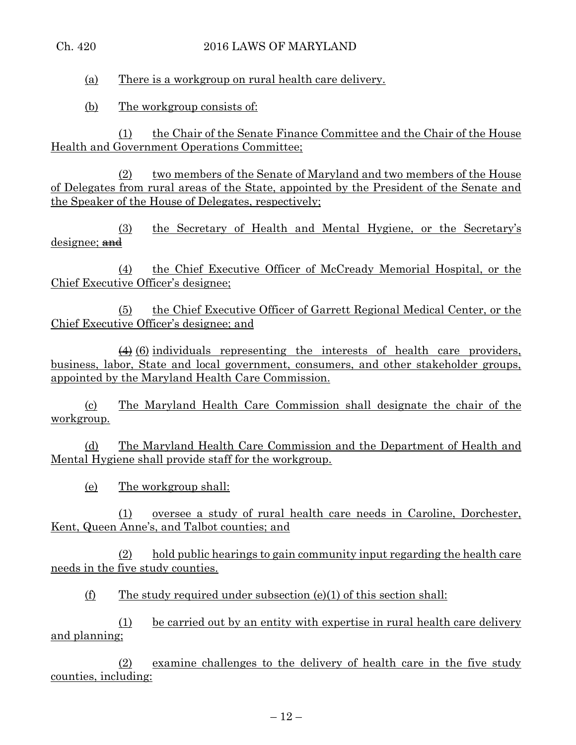(a) There is a workgroup on rural health care delivery.

(b) The workgroup consists of:

(1) the Chair of the Senate Finance Committee and the Chair of the House Health and Government Operations Committee;

(2) two members of the Senate of Maryland and two members of the House of Delegates from rural areas of the State, appointed by the President of the Senate and the Speaker of the House of Delegates, respectively;

(3) the Secretary of Health and Mental Hygiene, or the Secretary's designee; ~~and~~

(4) the Chief Executive Officer of McCready Memorial Hospital, or the Chief Executive Officer's designee;

(5) the Chief Executive Officer of Garrett Regional Medical Center, or the Chief Executive Officer's designee; and

~~(4)~~ (6) individuals representing the interests of health care providers, business, labor, State and local government, consumers, and other stakeholder groups, appointed by the Maryland Health Care Commission.

(c) The Maryland Health Care Commission shall designate the chair of the workgroup.

(d) The Maryland Health Care Commission and the Department of Health and Mental Hygiene shall provide staff for the workgroup.

(e) The workgroup shall:

(1) oversee a study of rural health care needs in Caroline, Dorchester, Kent, Queen Anne's, and Talbot counties; and

(2) hold public hearings to gain community input regarding the health care needs in the five study counties.

(f) The study required under subsection (e)(1) of this section shall:

(1) be carried out by an entity with expertise in rural health care delivery and planning;

(2) examine challenges to the delivery of health care in the five study counties, including: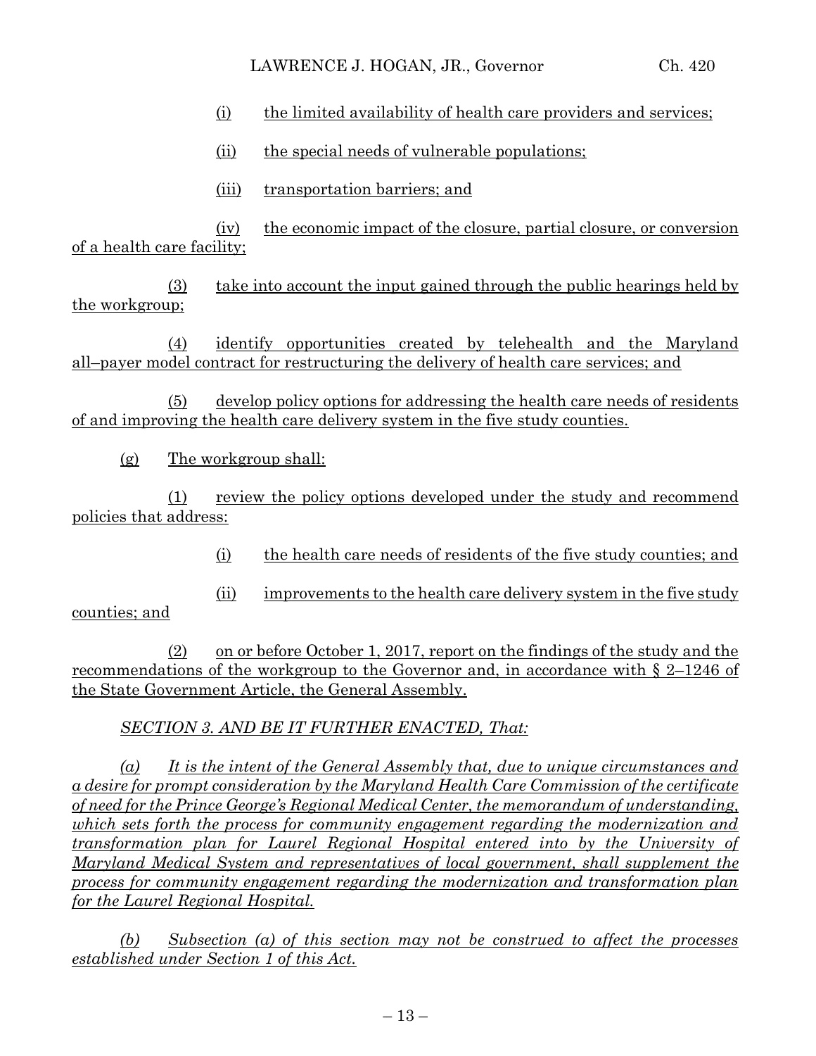(i) the limited availability of health care providers and services;

(ii) the special needs of vulnerable populations;

(iii) transportation barriers; and

(iv) the economic impact of the closure, partial closure, or conversion of a health care facility;

(3) take into account the input gained through the public hearings held by the workgroup;

(4) identify opportunities created by telehealth and the Maryland all–payer model contract for restructuring the delivery of health care services; and

(5) develop policy options for addressing the health care needs of residents of and improving the health care delivery system in the five study counties.

(g) The workgroup shall:

(1) review the policy options developed under the study and recommend policies that address:

(i) the health care needs of residents of the five study counties; and

(ii) improvements to the health care delivery system in the five study counties; and

(2) on or before October 1, 2017, report on the findings of the study and the recommendations of the workgroup to the Governor and, in accordance with § 2–1246 of the State Government Article, the General Assembly.

*SECTION 3. AND BE IT FURTHER ENACTED, That:*

*(a) It is the intent of the General Assembly that, due to unique circumstances and a desire for prompt consideration by the Maryland Health Care Commission of the certificate of need for the Prince George's Regional Medical Center, the memorandum of understanding, which sets forth the process for community engagement regarding the modernization and transformation plan for Laurel Regional Hospital entered into by the University of Maryland Medical System and representatives of local government, shall supplement the process for community engagement regarding the modernization and transformation plan for the Laurel Regional Hospital.*

*(b) Subsection (a) of this section may not be construed to affect the processes established under Section 1 of this Act.*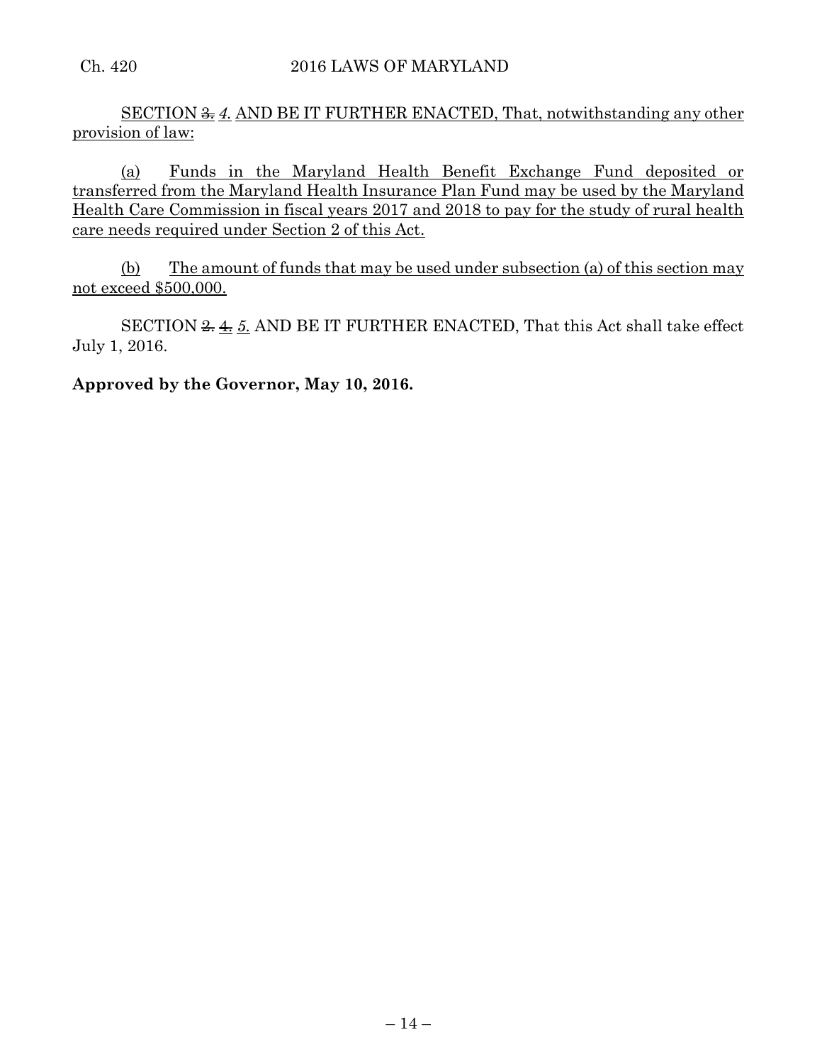SECTION ~~3.~~ *4.* AND BE IT FURTHER ENACTED, That, notwithstanding any other provision of law:

(a) Funds in the Maryland Health Benefit Exchange Fund deposited or transferred from the Maryland Health Insurance Plan Fund may be used by the Maryland Health Care Commission in fiscal years 2017 and 2018 to pay for the study of rural health care needs required under Section 2 of this Act.

(b) The amount of funds that may be used under subsection (a) of this section may not exceed $500,000.

SECTION ~~2.~~ ~~4.~~ *5.* AND BE IT FURTHER ENACTED, That this Act shall take effect July 1, 2016.

**Approved by the Governor, May 10, 2016.**